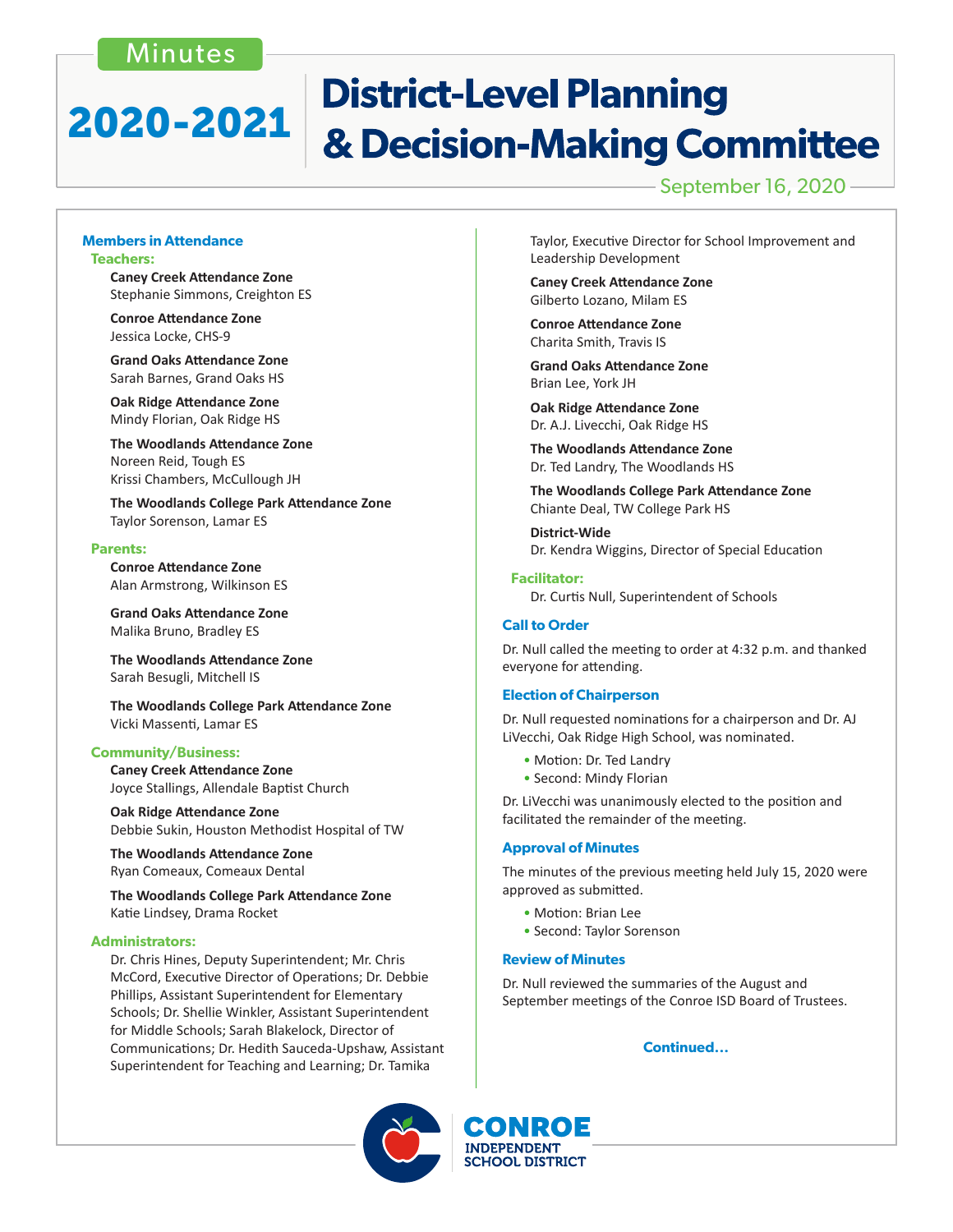Minutes

# 2020-2021 District-Level Planning & Decision-Making Committee

September 16, 2020

### Members in Attendance

**Teachers:**

**Caney Creek Attendance Zone**
Stephanie Simmons, Creighton ES

**Conroe Attendance Zone**
Jessica Locke, CHS-9

**Grand Oaks Attendance Zone**
Sarah Barnes, Grand Oaks HS

**Oak Ridge Attendance Zone**
Mindy Florian, Oak Ridge HS

**The Woodlands Attendance Zone**
Noreen Reid, Tough ES
Krissi Chambers, McCullough JH

**The Woodlands College Park Attendance Zone**
Taylor Sorenson, Lamar ES

**Parents:**

**Conroe Attendance Zone**
Alan Armstrong, Wilkinson ES

**Grand Oaks Attendance Zone**
Malika Bruno, Bradley ES

**The Woodlands Attendance Zone**
Sarah Besugli, Mitchell IS

**The Woodlands College Park Attendance Zone**
Vicki Massenti, Lamar ES

**Community/Business:**

**Caney Creek Attendance Zone**
Joyce Stallings, Allendale Baptist Church

**Oak Ridge Attendance Zone**
Debbie Sukin, Houston Methodist Hospital of TW

**The Woodlands Attendance Zone**
Ryan Comeaux, Comeaux Dental

**The Woodlands College Park Attendance Zone**
Katie Lindsey, Drama Rocket

**Administrators:**

Dr. Chris Hines, Deputy Superintendent; Mr. Chris McCord, Executive Director of Operations; Dr. Debbie Phillips, Assistant Superintendent for Elementary Schools; Dr. Shellie Winkler, Assistant Superintendent for Middle Schools; Sarah Blakelock, Director of Communications; Dr. Hedith Sauceda-Upshaw, Assistant Superintendent for Teaching and Learning; Dr. Tamika Taylor, Executive Director for School Improvement and Leadership Development

**Caney Creek Attendance Zone**
Gilberto Lozano, Milam ES

**Conroe Attendance Zone**
Charita Smith, Travis IS

**Grand Oaks Attendance Zone**
Brian Lee, York JH

**Oak Ridge Attendance Zone**
Dr. A.J. Livecchi, Oak Ridge HS

**The Woodlands Attendance Zone**
Dr. Ted Landry, The Woodlands HS

**The Woodlands College Park Attendance Zone**
Chiante Deal, TW College Park HS

**District-Wide**
Dr. Kendra Wiggins, Director of Special Education

**Facilitator:**

Dr. Curtis Null, Superintendent of Schools

### Call to Order

Dr. Null called the meeting to order at 4:32 p.m. and thanked everyone for attending.

### Election of Chairperson

Dr. Null requested nominations for a chairperson and Dr. AJ LiVecchi, Oak Ridge High School, was nominated.

- Motion: Dr. Ted Landry
- Second: Mindy Florian

Dr. LiVecchi was unanimously elected to the position and facilitated the remainder of the meeting.

### Approval of Minutes

The minutes of the previous meeting held July 15, 2020 were approved as submitted.

- Motion: Brian Lee
- Second: Taylor Sorenson

### Review of Minutes

Dr. Null reviewed the summaries of the August and September meetings of the Conroe ISD Board of Trustees.

**Continued…**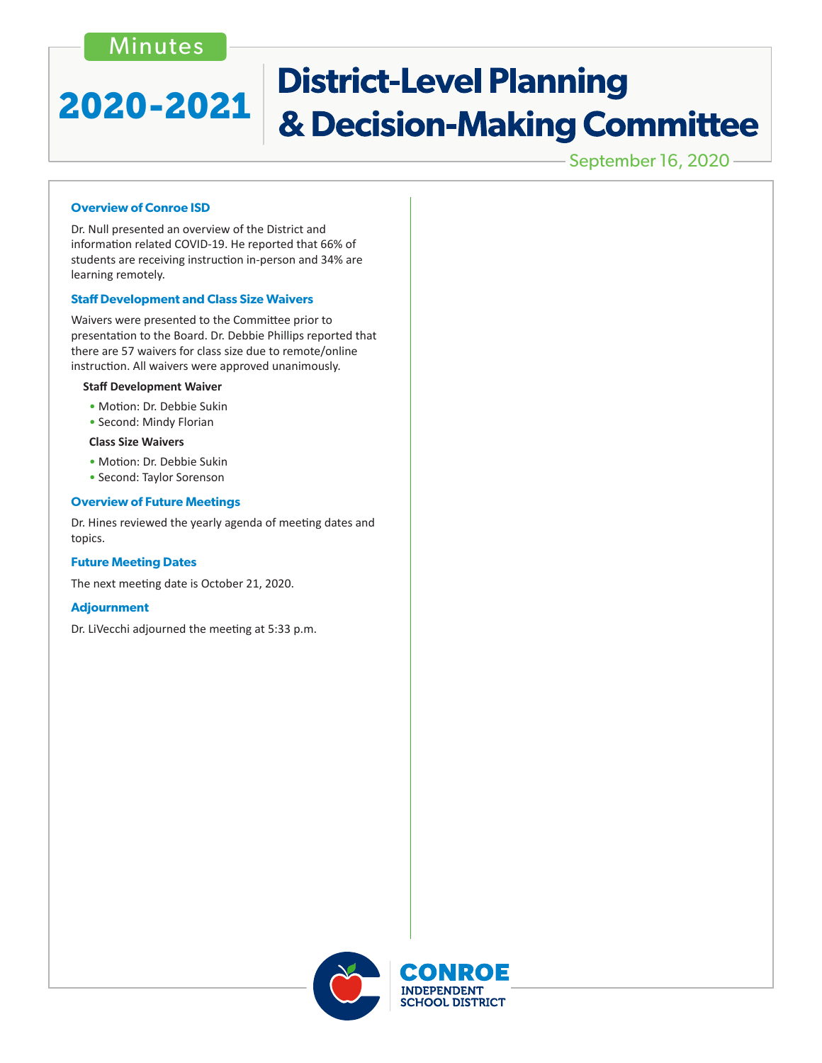Minutes

# 2020-2021 District-Level Planning & Decision-Making Committee

September 16, 2020

### Overview of Conroe ISD

Dr. Null presented an overview of the District and information related COVID-19. He reported that 66% of students are receiving instruction in-person and 34% are learning remotely.

### Staff Development and Class Size Waivers

Waivers were presented to the Committee prior to presentation to the Board. Dr. Debbie Phillips reported that there are 57 waivers for class size due to remote/online instruction. All waivers were approved unanimously.

**Staff Development Waiver**

- Motion: Dr. Debbie Sukin
- Second: Mindy Florian

**Class Size Waivers**

- Motion: Dr. Debbie Sukin
- Second: Taylor Sorenson

### Overview of Future Meetings

Dr. Hines reviewed the yearly agenda of meeting dates and topics.

### Future Meeting Dates

The next meeting date is October 21, 2020.

### Adjournment

Dr. LiVecchi adjourned the meeting at 5:33 p.m.

CONROE INDEPENDENT SCHOOL DISTRICT